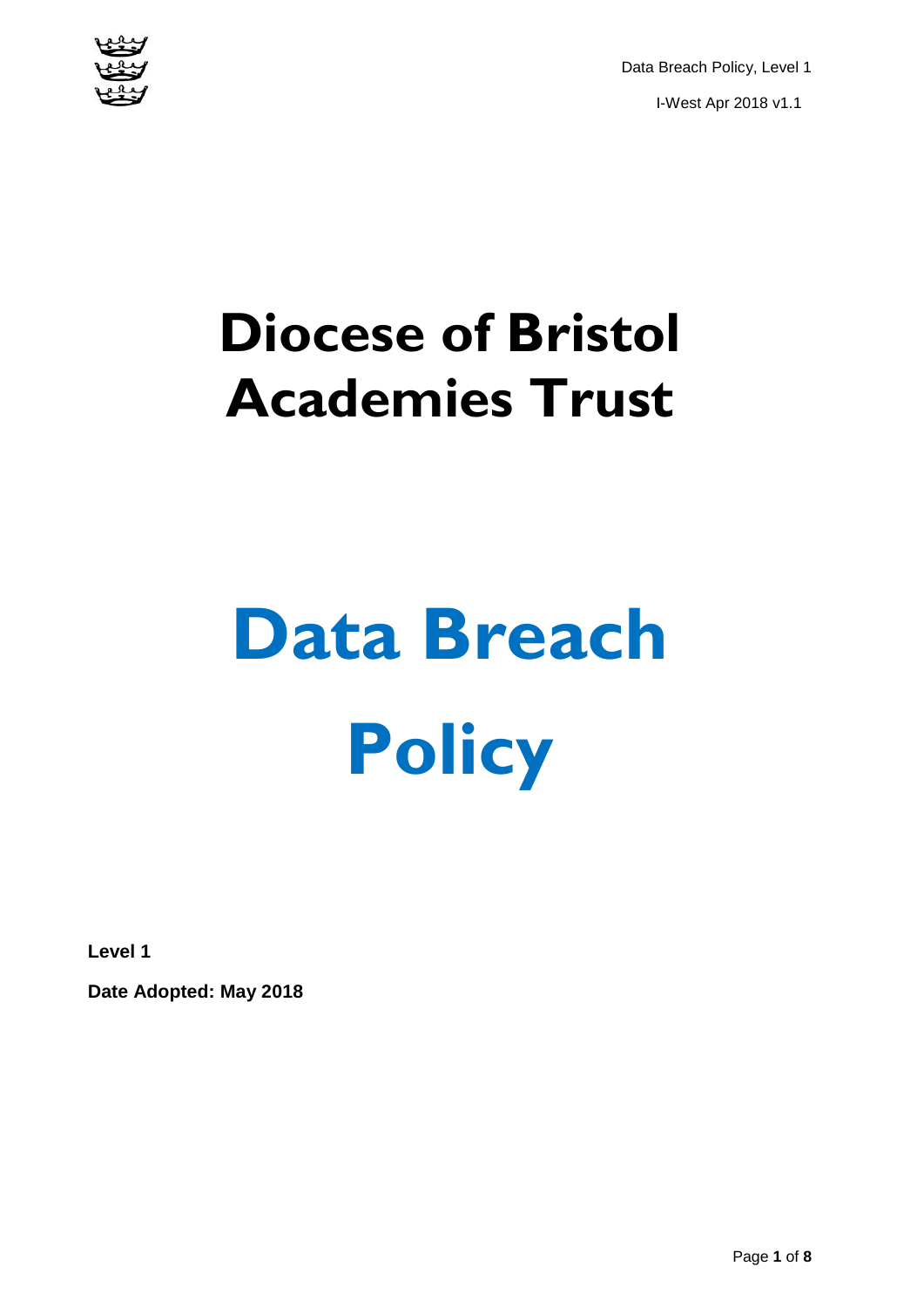# Diocese of Bristol Academies Trust

# Data Breach Policy

**Level 1**

**Date Adopted: May 2018**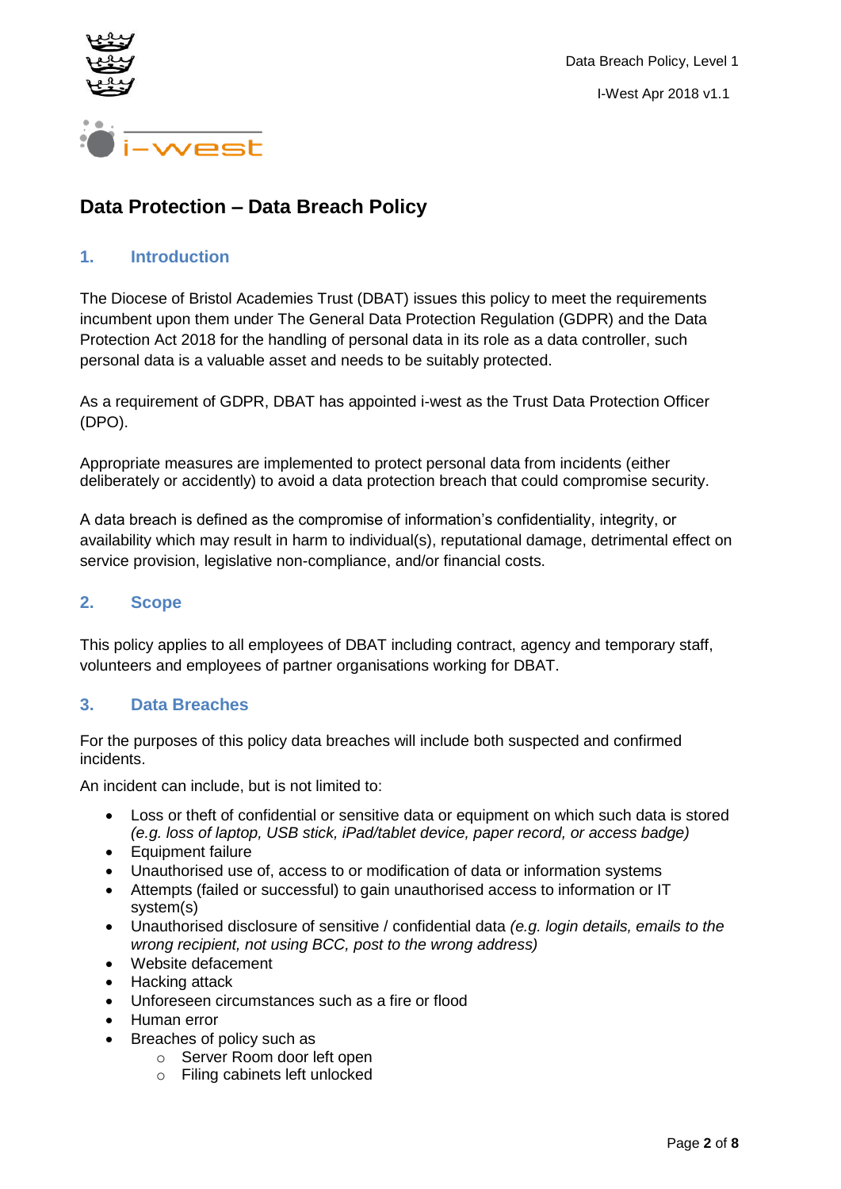# Data Protection – Data Breach Policy

## 1. Introduction

The Diocese of Bristol Academies Trust (DBAT) issues this policy to meet the requirements incumbent upon them under The General Data Protection Regulation (GDPR) and the Data Protection Act 2018 for the handling of personal data in its role as a data controller, such personal data is a valuable asset and needs to be suitably protected.

As a requirement of GDPR, DBAT has appointed i-west as the Trust Data Protection Officer (DPO).

Appropriate measures are implemented to protect personal data from incidents (either deliberately or accidently) to avoid a data protection breach that could compromise security.

A data breach is defined as the compromise of information's confidentiality, integrity, or availability which may result in harm to individual(s), reputational damage, detrimental effect on service provision, legislative non-compliance, and/or financial costs.

## 2. Scope

This policy applies to all employees of DBAT including contract, agency and temporary staff, volunteers and employees of partner organisations working for DBAT.

## 3. Data Breaches

For the purposes of this policy data breaches will include both suspected and confirmed incidents.

An incident can include, but is not limited to:

- Loss or theft of confidential or sensitive data or equipment on which such data is stored *(e.g. loss of laptop, USB stick, iPad/tablet device, paper record, or access badge)*
- Equipment failure
- Unauthorised use of, access to or modification of data or information systems
- Attempts (failed or successful) to gain unauthorised access to information or IT system(s)
- Unauthorised disclosure of sensitive / confidential data *(e.g. login details, emails to the wrong recipient, not using BCC, post to the wrong address)*
- Website defacement
- Hacking attack
- Unforeseen circumstances such as a fire or flood
- Human error
- Breaches of policy such as
  - Server Room door left open
  - Filing cabinets left unlocked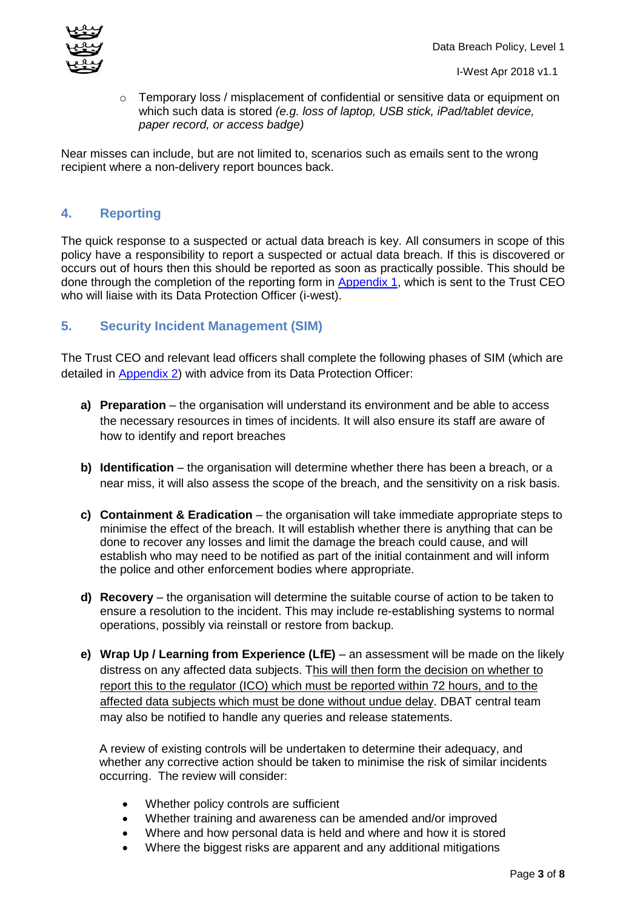- Temporary loss / misplacement of confidential or sensitive data or equipment on which such data is stored *(e.g. loss of laptop, USB stick, iPad/tablet device, paper record, or access badge)*

Near misses can include, but are not limited to, scenarios such as emails sent to the wrong recipient where a non-delivery report bounces back.

## 4. Reporting

The quick response to a suspected or actual data breach is key. All consumers in scope of this policy have a responsibility to report a suspected or actual data breach. If this is discovered or occurs out of hours then this should be reported as soon as practically possible. This should be done through the completion of the reporting form in Appendix 1, which is sent to the Trust CEO who will liaise with its Data Protection Officer (i-west).

## 5. Security Incident Management (SIM)

The Trust CEO and relevant lead officers shall complete the following phases of SIM (which are detailed in Appendix 2) with advice from its Data Protection Officer:

**a) Preparation** – the organisation will understand its environment and be able to access the necessary resources in times of incidents. It will also ensure its staff are aware of how to identify and report breaches

**b) Identification** – the organisation will determine whether there has been a breach, or a near miss, it will also assess the scope of the breach, and the sensitivity on a risk basis.

**c) Containment & Eradication** – the organisation will take immediate appropriate steps to minimise the effect of the breach. It will establish whether there is anything that can be done to recover any losses and limit the damage the breach could cause, and will establish who may need to be notified as part of the initial containment and will inform the police and other enforcement bodies where appropriate.

**d) Recovery** – the organisation will determine the suitable course of action to be taken to ensure a resolution to the incident. This may include re-establishing systems to normal operations, possibly via reinstall or restore from backup.

**e) Wrap Up / Learning from Experience (LfE)** – an assessment will be made on the likely distress on any affected data subjects. This will then form the decision on whether to report this to the regulator (ICO) which must be reported within 72 hours, and to the affected data subjects which must be done without undue delay. DBAT central team may also be notified to handle any queries and release statements.

A review of existing controls will be undertaken to determine their adequacy, and whether any corrective action should be taken to minimise the risk of similar incidents occurring. The review will consider:

- Whether policy controls are sufficient
- Whether training and awareness can be amended and/or improved
- Where and how personal data is held and where and how it is stored
- Where the biggest risks are apparent and any additional mitigations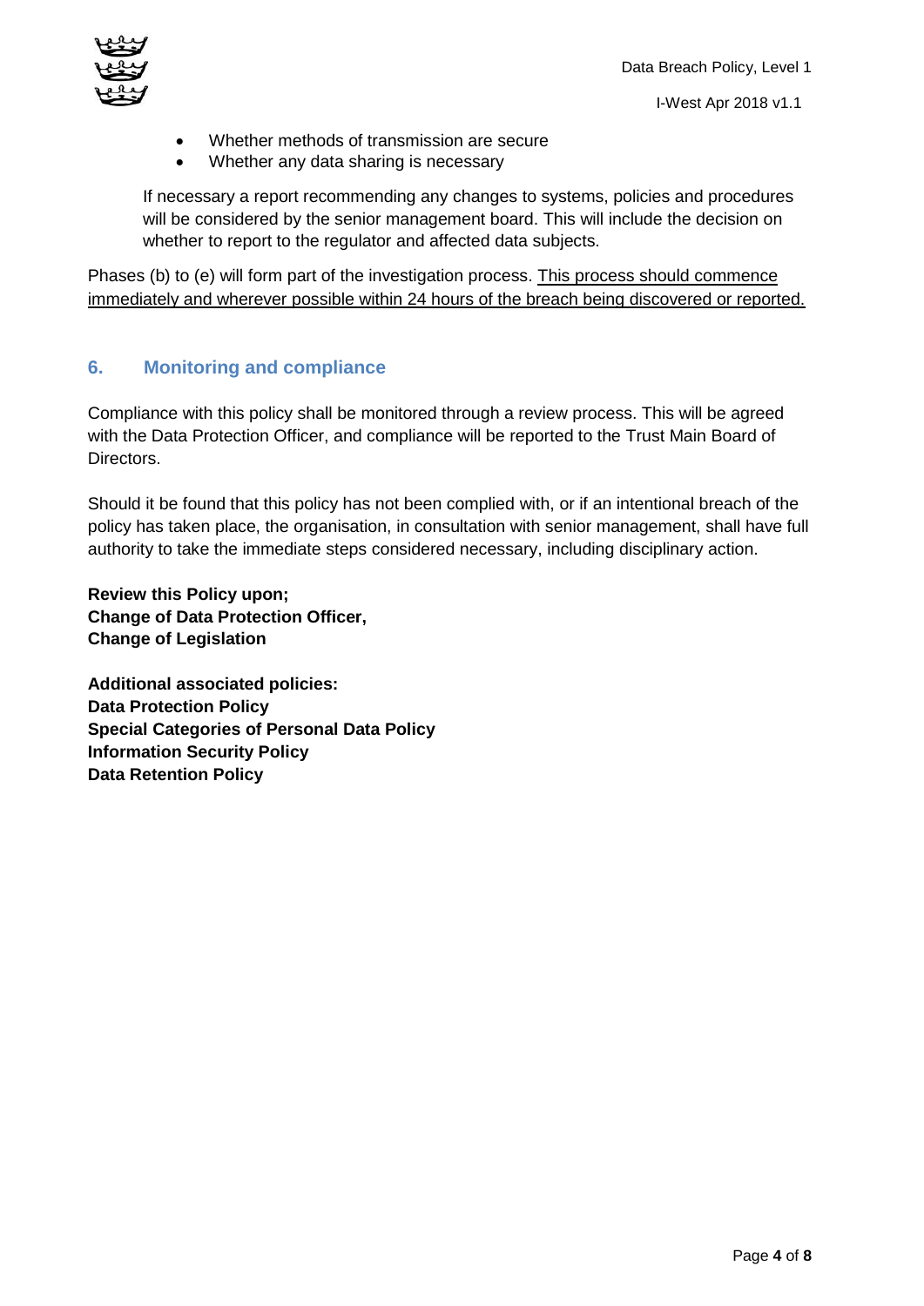- Whether methods of transmission are secure
- Whether any data sharing is necessary

If necessary a report recommending any changes to systems, policies and procedures will be considered by the senior management board. This will include the decision on whether to report to the regulator and affected data subjects.

Phases (b) to (e) will form part of the investigation process. <u>This process should commence immediately and wherever possible within 24 hours of the breach being discovered or reported.</u>

## 6. Monitoring and compliance

Compliance with this policy shall be monitored through a review process. This will be agreed with the Data Protection Officer, and compliance will be reported to the Trust Main Board of Directors.

Should it be found that this policy has not been complied with, or if an intentional breach of the policy has taken place, the organisation, in consultation with senior management, shall have full authority to take the immediate steps considered necessary, including disciplinary action.

**Review this Policy upon;**
**Change of Data Protection Officer,**
**Change of Legislation**

**Additional associated policies:**
**Data Protection Policy**
**Special Categories of Personal Data Policy**
**Information Security Policy**
**Data Retention Policy**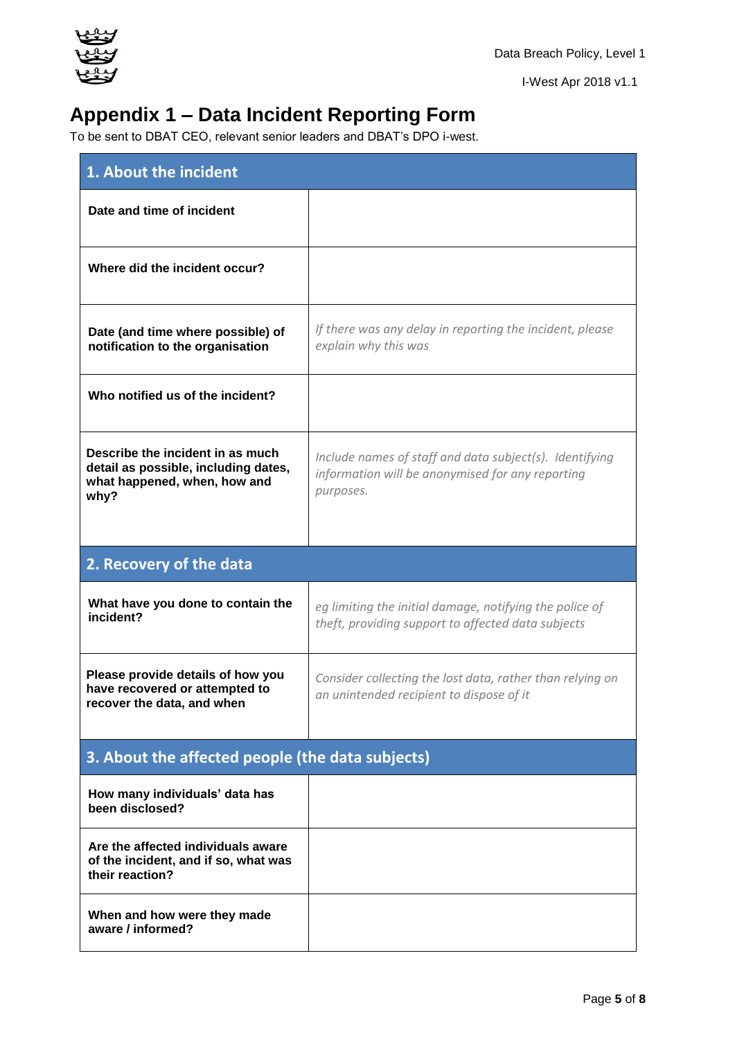# Appendix 1 – Data Incident Reporting Form

To be sent to DBAT CEO, relevant senior leaders and DBAT's DPO i-west.

| **1. About the incident** | |
|---|---|
| **Date and time of incident** | |
| **Where did the incident occur?** | |
| **Date (and time where possible) of notification to the organisation** | *If there was any delay in reporting the incident, please explain why this was* |
| **Who notified us of the incident?** | |
| **Describe the incident in as much detail as possible, including dates, what happened, when, how and why?** | *Include names of staff and data subject(s). Identifying information will be anonymised for any reporting purposes.* |
| **2. Recovery of the data** | |
| **What have you done to contain the incident?** | *eg limiting the initial damage, notifying the police of theft, providing support to affected data subjects* |
| **Please provide details of how you have recovered or attempted to recover the data, and when** | *Consider collecting the lost data, rather than relying on an unintended recipient to dispose of it* |
| **3. About the affected people (the data subjects)** | |
| **How many individuals' data has been disclosed?** | |
| **Are the affected individuals aware of the incident, and if so, what was their reaction?** | |
| **When and how were they made aware / informed?** | |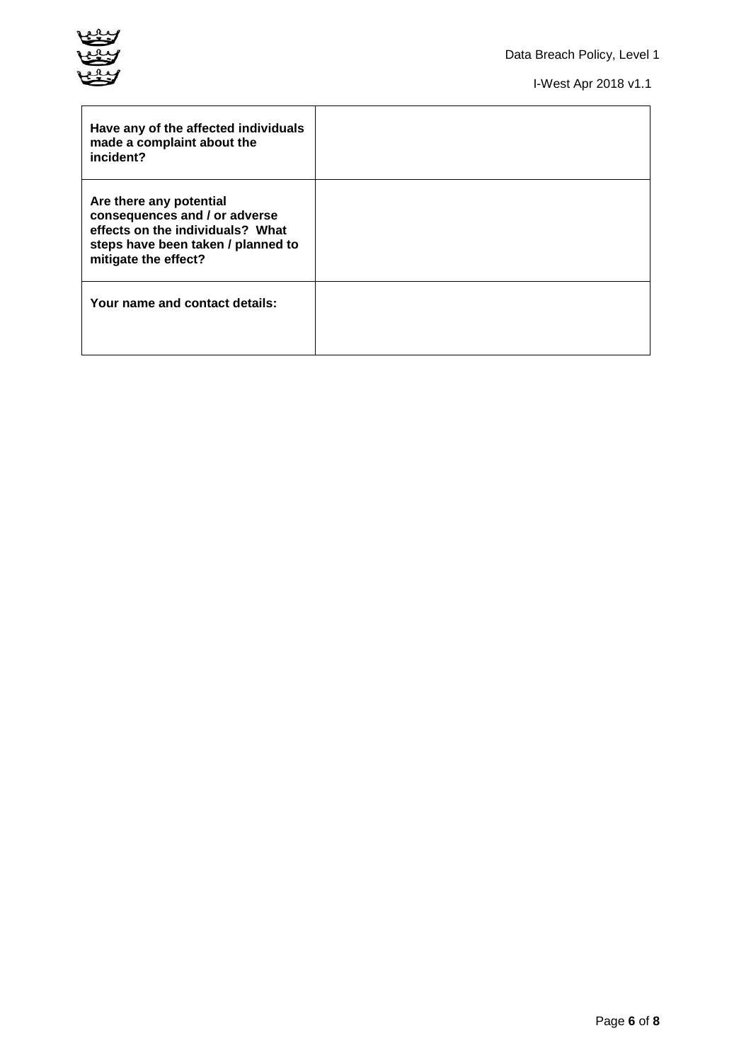| | |
|---|---|
| **Have any of the affected individuals made a complaint about the incident?** | |
| **Are there any potential consequences and / or adverse effects on the individuals? What steps have been taken / planned to mitigate the effect?** | |
| **Your name and contact details:** | |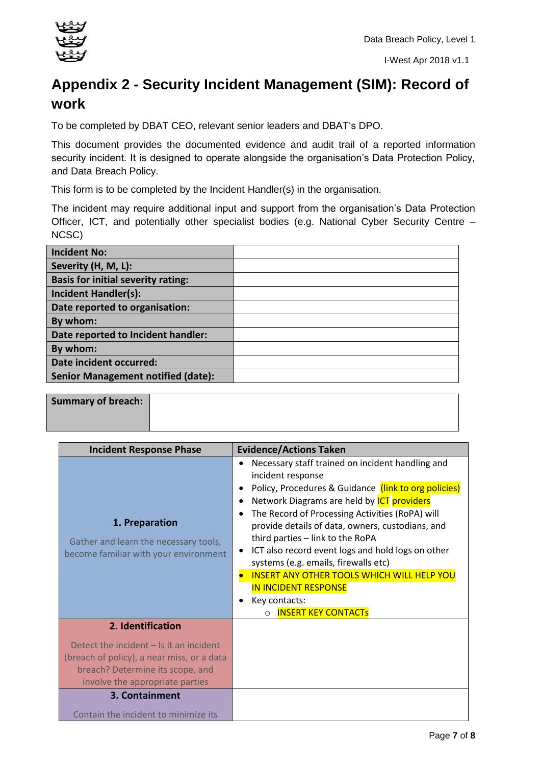## Appendix 2 - Security Incident Management (SIM): Record of work

To be completed by DBAT CEO, relevant senior leaders and DBAT's DPO.

This document provides the documented evidence and audit trail of a reported information security incident. It is designed to operate alongside the organisation's Data Protection Policy, and Data Breach Policy.

This form is to be completed by the Incident Handler(s) in the organisation.

The incident may require additional input and support from the organisation's Data Protection Officer, ICT, and potentially other specialist bodies (e.g. National Cyber Security Centre – NCSC)

| | |
|---|---|
| **Incident No:** | |
| **Severity (H, M, L):** | |
| **Basis for initial severity rating:** | |
| **Incident Handler(s):** | |
| **Date reported to organisation:** | |
| **By whom:** | |
| **Date reported to Incident handler:** | |
| **By whom:** | |
| **Date incident occurred:** | |
| **Senior Management notified (date):** | |

| | |
|---|---|
| **Summary of breach:** | |

| Incident Response Phase | Evidence/Actions Taken |
|---|---|
| **1. Preparation**<br>Gather and learn the necessary tools, become familiar with your environment | • Necessary staff trained on incident handling and incident response<br>• Policy, Procedures & Guidance (link to org policies)<br>• Network Diagrams are held by ICT providers<br>• The Record of Processing Activities (RoPA) will provide details of data, owners, custodians, and third parties – link to the RoPA<br>• ICT also record event logs and hold logs on other systems (e.g. emails, firewalls etc)<br>• INSERT ANY OTHER TOOLS WHICH WILL HELP YOU IN INCIDENT RESPONSE<br>• Key contacts:<br>  ○ INSERT KEY CONTACTs |
| **2. Identification**<br>Detect the incident – Is it an incident (breach of policy), a near miss, or a data breach? Determine its scope, and involve the appropriate parties | |
| **3. Containment**<br>Contain the incident to minimize its | |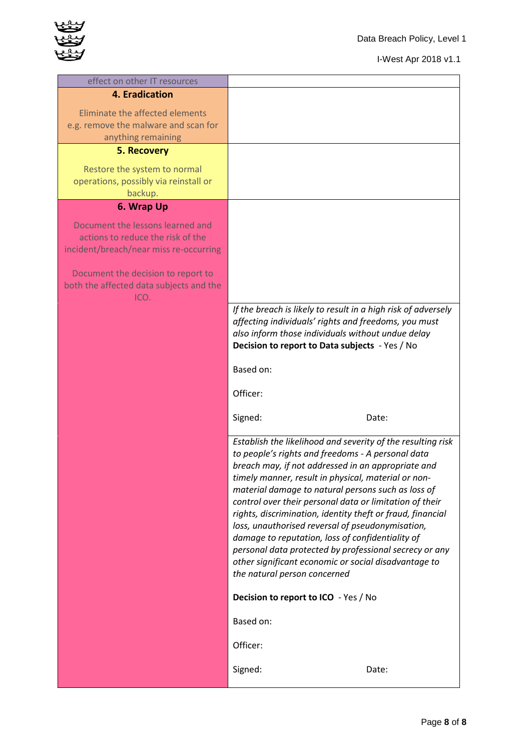| | |
|---|---|
| effect on other IT resources | |
| **4. Eradication**<br><br>Eliminate the affected elements e.g. remove the malware and scan for anything remaining | |
| **5. Recovery**<br><br>Restore the system to normal operations, possibly via reinstall or backup. | |
| **6. Wrap Up**<br><br>Document the lessons learned and actions to reduce the risk of the incident/breach/near miss re-occurring<br><br>Document the decision to report to both the affected data subjects and the ICO. | |
| | *If the breach is likely to result in a high risk of adversely affecting individuals' rights and freedoms, you must also inform those individuals without undue delay*<br>**Decision to report to Data subjects** - Yes / No<br><br>Based on:<br><br>Officer:<br><br>Signed: Date: |
| | *Establish the likelihood and severity of the resulting risk to people's rights and freedoms - A personal data breach may, if not addressed in an appropriate and timely manner, result in physical, material or non-material damage to natural persons such as loss of control over their personal data or limitation of their rights, discrimination, identity theft or fraud, financial loss, unauthorised reversal of pseudonymisation, damage to reputation, loss of confidentiality of personal data protected by professional secrecy or any other significant economic or social disadvantage to the natural person concerned*<br><br>**Decision to report to ICO** - Yes / No<br><br>Based on:<br><br>Officer:<br><br>Signed: Date: |